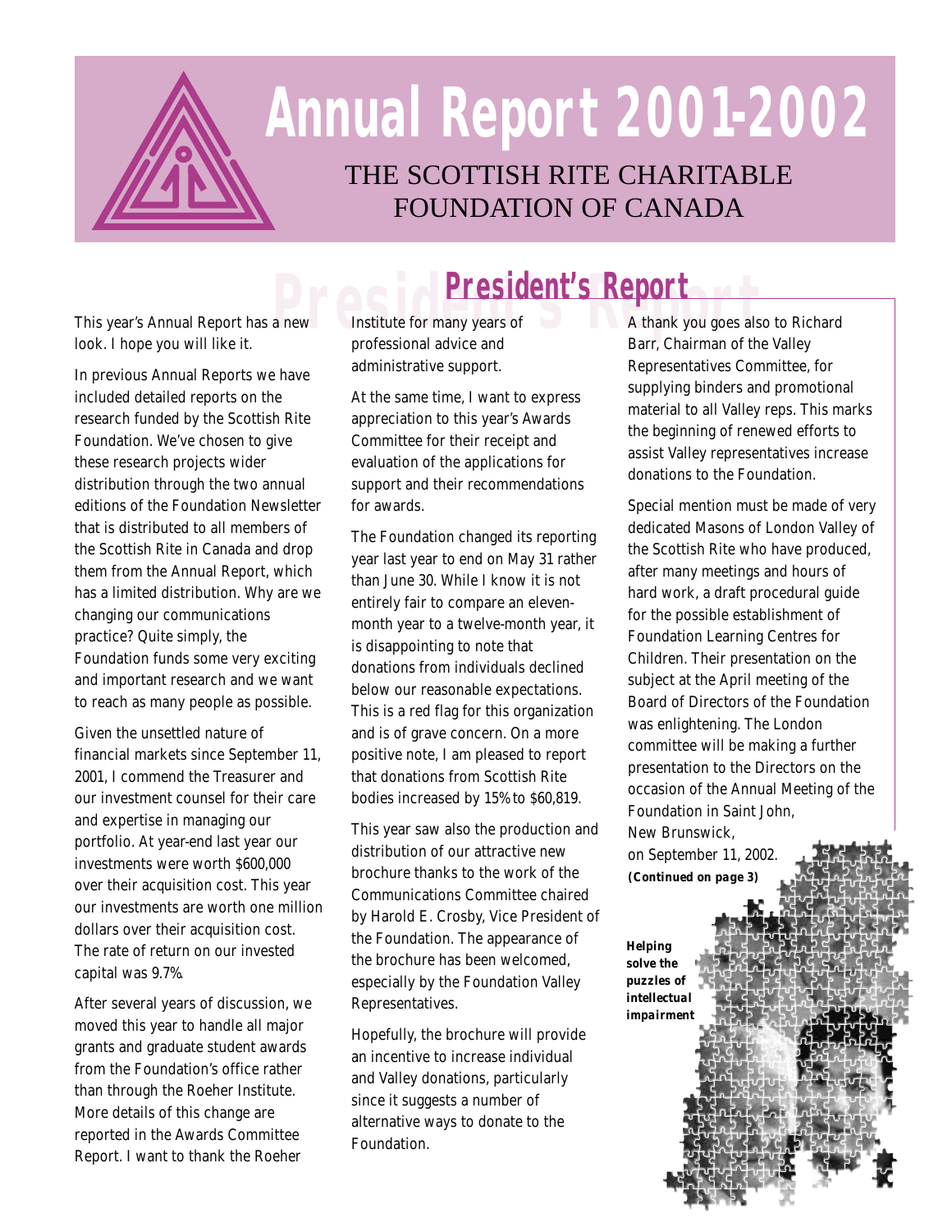# Annual Report 2001-2002

## THE SCOTTISH RITE CHARITABLE FOUNDATION OF CANADA

## President's Report

This year's Annual Report has a new look. I hope you will like it.

In previous Annual Reports we have included detailed reports on the research funded by the Scottish Rite Foundation. We've chosen to give these research projects wider distribution through the two annual editions of the Foundation Newsletter that is distributed to all members of the Scottish Rite in Canada and drop them from the Annual Report, which has a limited distribution. Why are we changing our communications practice? Quite simply, the Foundation funds some very exciting and important research and we want to reach as many people as possible.

Given the unsettled nature of financial markets since September 11, 2001, I commend the Treasurer and our investment counsel for their care and expertise in managing our portfolio. At year-end last year our investments were worth $600,000 over their acquisition cost. This year our investments are worth one million dollars over their acquisition cost. The rate of return on our invested capital was 9.7%.

After several years of discussion, we moved this year to handle all major grants and graduate student awards from the Foundation's office rather than through the Roeher Institute. More details of this change are reported in the Awards Committee Report. I want to thank the Roeher Institute for many years of professional advice and administrative support.

At the same time, I want to express appreciation to this year's Awards Committee for their receipt and evaluation of the applications for support and their recommendations for awards.

The Foundation changed its reporting year last year to end on May 31 rather than June 30. While I know it is not entirely fair to compare an eleven-month year to a twelve-month year, it is disappointing to note that donations from individuals declined below our reasonable expectations. This is a red flag for this organization and is of grave concern. On a more positive note, I am pleased to report that donations from Scottish Rite bodies increased by 15% to $60,819.

This year saw also the production and distribution of our attractive new brochure thanks to the work of the Communications Committee chaired by Harold E. Crosby, Vice President of the Foundation. The appearance of the brochure has been welcomed, especially by the Foundation Valley Representatives.

Hopefully, the brochure will provide an incentive to increase individual and Valley donations, particularly since it suggests a number of alternative ways to donate to the Foundation.

A thank you goes also to Richard Barr, Chairman of the Valley Representatives Committee, for supplying binders and promotional material to all Valley reps. This marks the beginning of renewed efforts to assist Valley representatives increase donations to the Foundation.

Special mention must be made of very dedicated Masons of London Valley of the Scottish Rite who have produced, after many meetings and hours of hard work, a draft procedural guide for the possible establishment of Foundation Learning Centres for Children. Their presentation on the subject at the April meeting of the Board of Directors of the Foundation was enlightening. The London committee will be making a further presentation to the Directors on the occasion of the Annual Meeting of the Foundation in Saint John, New Brunswick, on September 11, 2002.

***(Continued on page 3)***

***Helping solve the puzzles of intellectual impairment***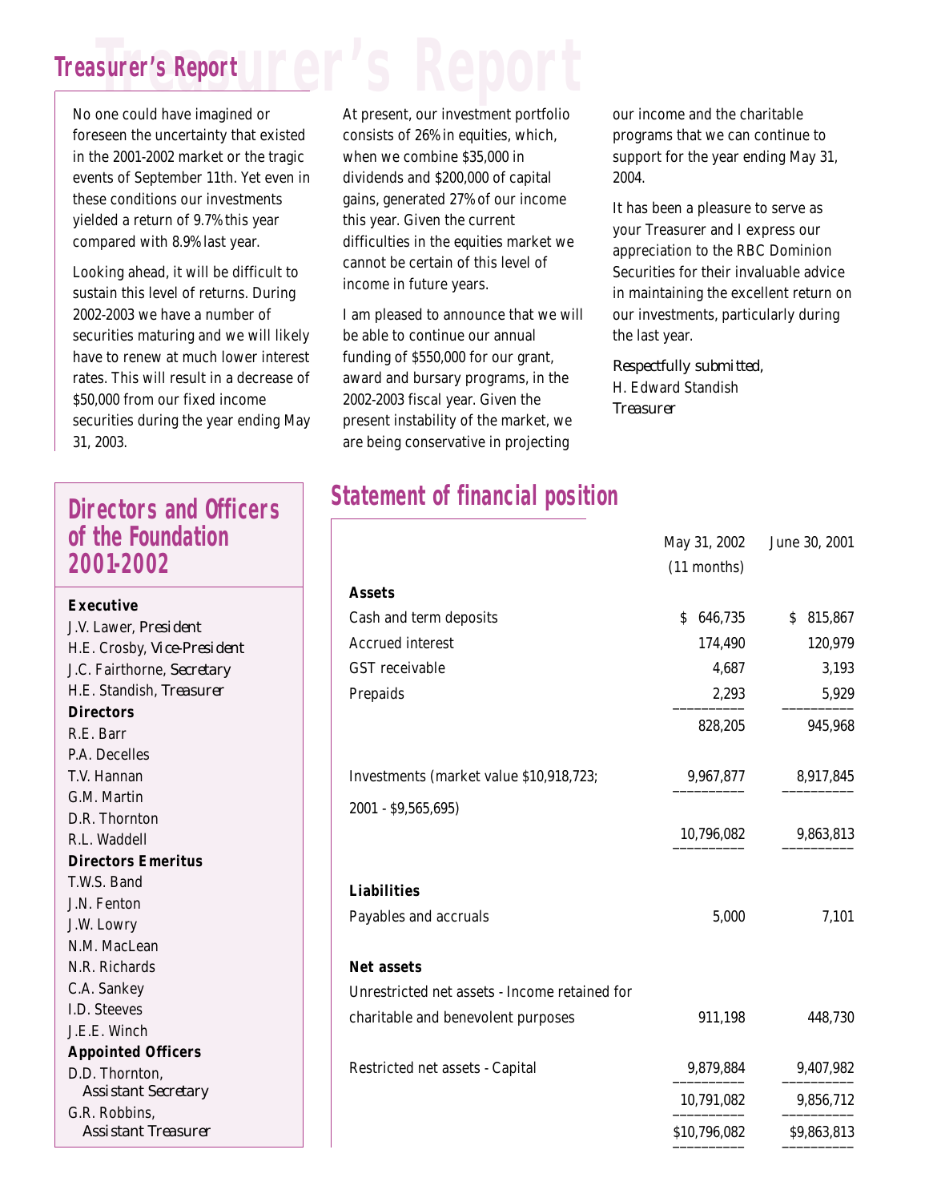## Treasurer's Report

No one could have imagined or foreseen the uncertainty that existed in the 2001-2002 market or the tragic events of September 11th. Yet even in these conditions our investments yielded a return of 9.7% this year compared with 8.9% last year.

Looking ahead, it will be difficult to sustain this level of returns. During 2002-2003 we have a number of securities maturing and we will likely have to renew at much lower interest rates. This will result in a decrease of $50,000 from our fixed income securities during the year ending May 31, 2003.

At present, our investment portfolio consists of 26% in equities, which, when we combine $35,000 in dividends and $200,000 of capital gains, generated 27% of our income this year. Given the current difficulties in the equities market we cannot be certain of this level of income in future years.

I am pleased to announce that we will be able to continue our annual funding of $550,000 for our grant, award and bursary programs, in the 2002-2003 fiscal year. Given the present instability of the market, we are being conservative in projecting our income and the charitable programs that we can continue to support for the year ending May 31, 2004.

It has been a pleasure to serve as your Treasurer and I express our appreciation to the RBC Dominion Securities for their invaluable advice in maintaining the excellent return on our investments, particularly during the last year.

*Respectfully submitted,*
H. Edward Standish
*Treasurer*

## Directors and Officers of the Foundation 2001-2002

**Executive**
J.V. Lawer, *President*
H.E. Crosby, *Vice-President*
J.C. Fairthorne, *Secretary*
H.E. Standish, *Treasurer*

**Directors**
R.E. Barr
P.A. Decelles
T.V. Hannan
G.M. Martin
D.R. Thornton
R.L. Waddell

**Directors Emeritus**
T.W.S. Band
J.N. Fenton
J.W. Lowry
N.M. MacLean
N.R. Richards
C.A. Sankey
I.D. Steeves
J.E.E. Winch

**Appointed Officers**
D.D. Thornton, *Assistant Secretary*
G.R. Robbins, *Assistant Treasurer*

## Statement of financial position

| | May 31, 2002 (11 months) | June 30, 2001 |
|---|---|---|
| **Assets** | | |
| Cash and term deposits | $ 646,735 | $ 815,867 |
| Accrued interest | 174,490 | 120,979 |
| GST receivable | 4,687 | 3,193 |
| Prepaids | 2,293 | 5,929 |
| | 828,205 | 945,968 |
| Investments (market value $10,918,723; 2001 - $9,565,695) | 9,967,877 | 8,917,845 |
| | 10,796,082 | 9,863,813 |
| **Liabilities** | | |
| Payables and accruals | 5,000 | 7,101 |
| **Net assets** | | |
| Unrestricted net assets - Income retained for charitable and benevolent purposes | 911,198 | 448,730 |
| Restricted net assets - Capital | 9,879,884 | 9,407,982 |
| | 10,791,082 | 9,856,712 |
| | $10,796,082 | $9,863,813 |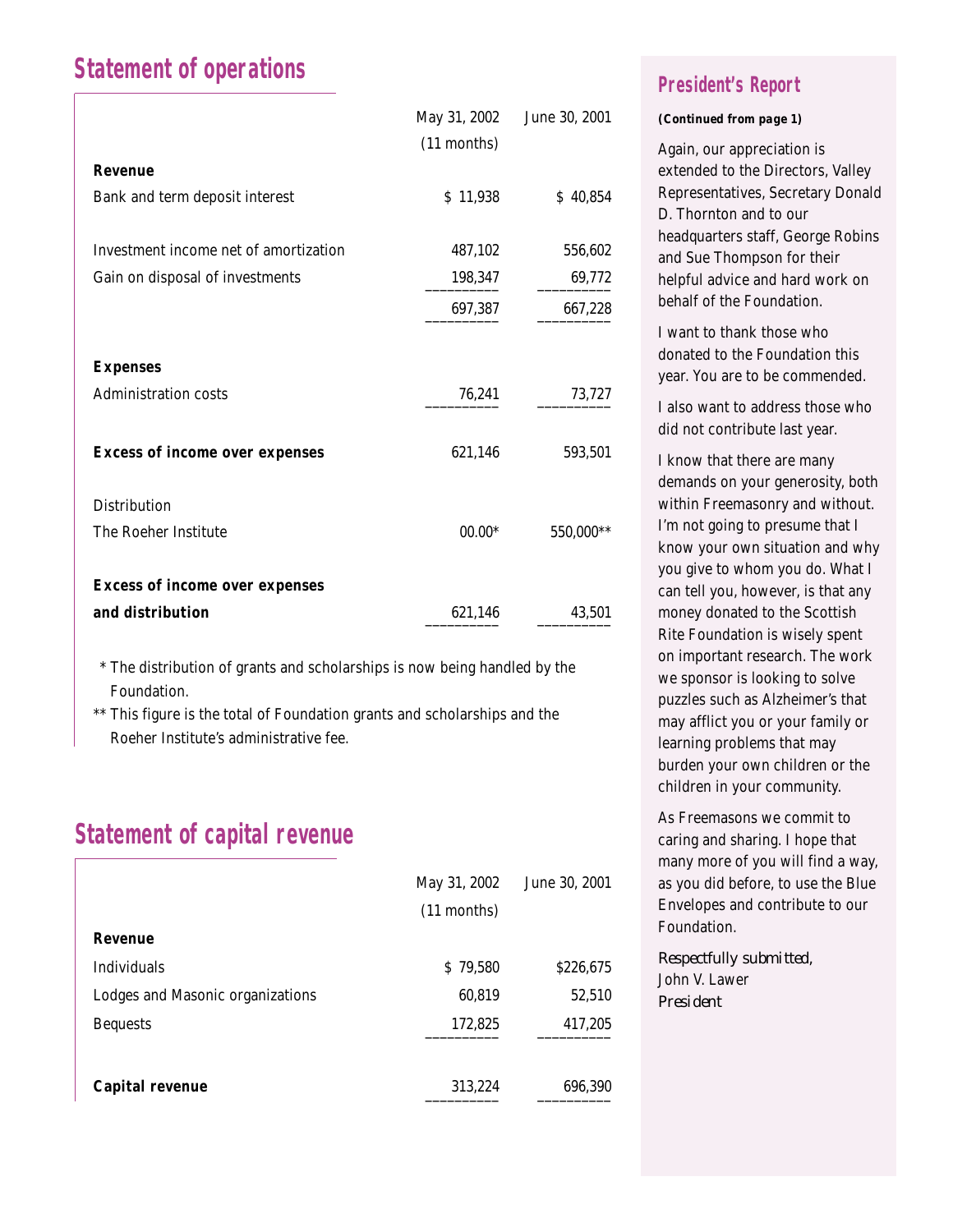## Statement of operations

| | May 31, 2002 (11 months) | June 30, 2001 |
|---|---|---|
| **Revenue** | | |
| Bank and term deposit interest | $ 11,938 | $ 40,854 |
| Investment income net of amortization | 487,102 | 556,602 |
| Gain on disposal of investments | 198,347 | 69,772 |
| | 697,387 | 667,228 |
| **Expenses** | | |
| Administration costs | 76,241 | 73,727 |
| **Excess of income over expenses** | 621,146 | 593,501 |
| Distribution | | |
| The Roeher Institute | 00.00* | 550,000** |
| **Excess of income over expenses and distribution** | 621,146 | 43,501 |

\* The distribution of grants and scholarships is now being handled by the Foundation.

\*\* This figure is the total of Foundation grants and scholarships and the Roeher Institute's administrative fee.

## Statement of capital revenue

| | May 31, 2002 (11 months) | June 30, 2001 |
|---|---|---|
| **Revenue** | | |
| Individuals | $ 79,580 | $226,675 |
| Lodges and Masonic organizations | 60,819 | 52,510 |
| Bequests | 172,825 | 417,205 |
| **Capital revenue** | 313,224 | 696,390 |

## President's Report

***(Continued from page 1)***

Again, our appreciation is extended to the Directors, Valley Representatives, Secretary Donald D. Thornton and to our headquarters staff, George Robins and Sue Thompson for their helpful advice and hard work on behalf of the Foundation.

I want to thank those who donated to the Foundation this year. You are to be commended.

I also want to address those who did not contribute last year.

I know that there are many demands on your generosity, both within Freemasonry and without. I'm not going to presume that I know your own situation and why you give to whom you do. What I can tell you, however, is that any money donated to the Scottish Rite Foundation is wisely spent on important research. The work we sponsor is looking to solve puzzles such as Alzheimer's that may afflict you or your family or learning problems that may burden your own children or the children in your community.

As Freemasons we commit to caring and sharing. I hope that many more of you will find a way, as you did before, to use the Blue Envelopes and contribute to our Foundation.

*Respectfully submitted,*
John V. Lawer
*President*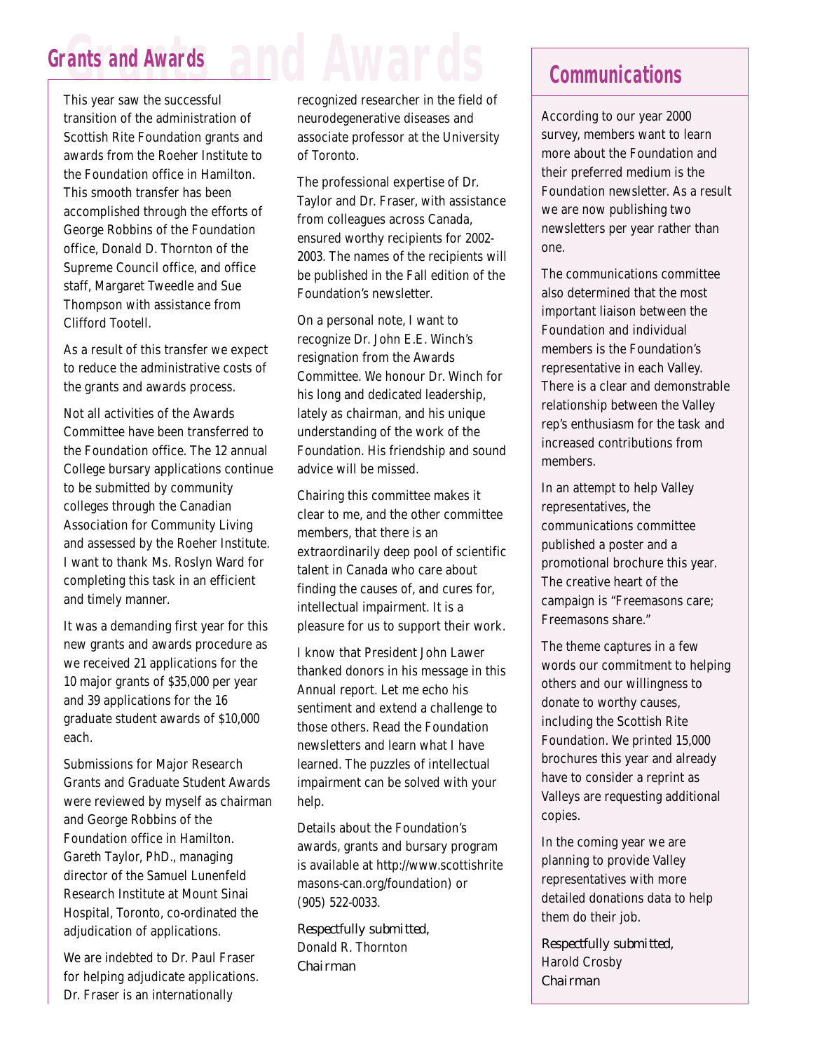## Grants and Awards

This year saw the successful transition of the administration of Scottish Rite Foundation grants and awards from the Roeher Institute to the Foundation office in Hamilton. This smooth transfer has been accomplished through the efforts of George Robbins of the Foundation office, Donald D. Thornton of the Supreme Council office, and office staff, Margaret Tweedle and Sue Thompson with assistance from Clifford Tootell.

As a result of this transfer we expect to reduce the administrative costs of the grants and awards process.

Not all activities of the Awards Committee have been transferred to the Foundation office. The 12 annual College bursary applications continue to be submitted by community colleges through the Canadian Association for Community Living and assessed by the Roeher Institute. I want to thank Ms. Roslyn Ward for completing this task in an efficient and timely manner.

It was a demanding first year for this new grants and awards procedure as we received 21 applications for the 10 major grants of $35,000 per year and 39 applications for the 16 graduate student awards of $10,000 each.

Submissions for Major Research Grants and Graduate Student Awards were reviewed by myself as chairman and George Robbins of the Foundation office in Hamilton. Gareth Taylor, PhD., managing director of the Samuel Lunenfeld Research Institute at Mount Sinai Hospital, Toronto, co-ordinated the adjudication of applications.

We are indebted to Dr. Paul Fraser for helping adjudicate applications. Dr. Fraser is an internationally recognized researcher in the field of neurodegenerative diseases and associate professor at the University of Toronto.

The professional expertise of Dr. Taylor and Dr. Fraser, with assistance from colleagues across Canada, ensured worthy recipients for 2002-2003. The names of the recipients will be published in the Fall edition of the Foundation's newsletter.

On a personal note, I want to recognize Dr. John E.E. Winch's resignation from the Awards Committee. We honour Dr. Winch for his long and dedicated leadership, lately as chairman, and his unique understanding of the work of the Foundation. His friendship and sound advice will be missed.

Chairing this committee makes it clear to me, and the other committee members, that there is an extraordinarily deep pool of scientific talent in Canada who care about finding the causes of, and cures for, intellectual impairment. It is a pleasure for us to support their work.

I know that President John Lawer thanked donors in his message in this Annual report. Let me echo his sentiment and extend a challenge to those others. Read the Foundation newsletters and learn what I have learned. The puzzles of intellectual impairment can be solved with your help.

Details about the Foundation's awards, grants and bursary program is available at http://www.scottishritemasons-can.org/foundation) or (905) 522-0033.

*Respectfully submitted,*
Donald R. Thornton
*Chairman*

## Communications

According to our year 2000 survey, members want to learn more about the Foundation and their preferred medium is the Foundation newsletter. As a result we are now publishing two newsletters per year rather than one.

The communications committee also determined that the most important liaison between the Foundation and individual members is the Foundation's representative in each Valley. There is a clear and demonstrable relationship between the Valley rep's enthusiasm for the task and increased contributions from members.

In an attempt to help Valley representatives, the communications committee published a poster and a promotional brochure this year. The creative heart of the campaign is "Freemasons care; Freemasons share."

The theme captures in a few words our commitment to helping others and our willingness to donate to worthy causes, including the Scottish Rite Foundation. We printed 15,000 brochures this year and already have to consider a reprint as Valleys are requesting additional copies.

In the coming year we are planning to provide Valley representatives with more detailed donations data to help them do their job.

*Respectfully submitted,*
Harold Crosby
*Chairman*